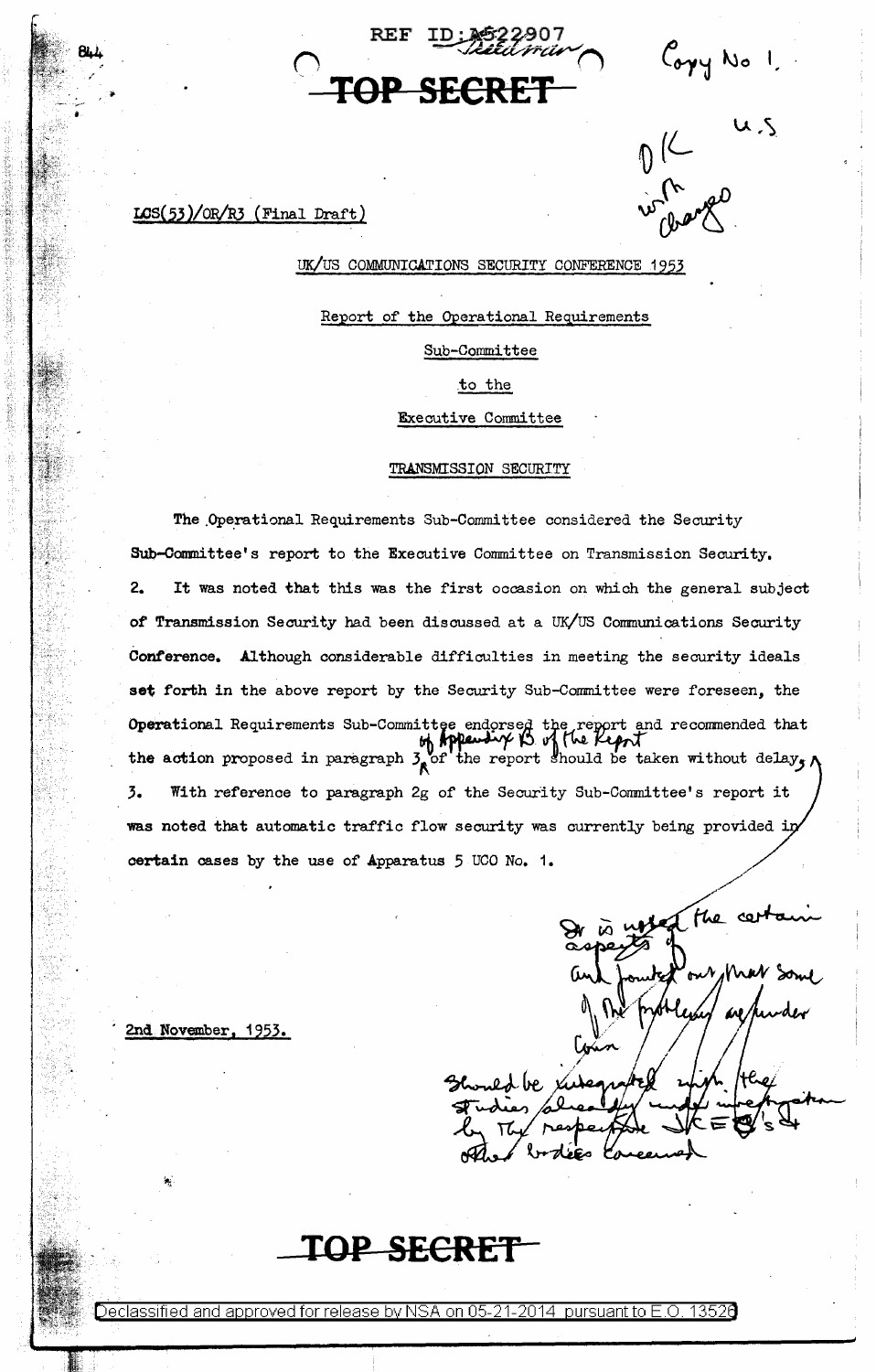REF ID:A522907

**TOP SECRET**

Copy No 1.

U.S

OK with change

LCS(53)/OR/R3 (Final Draft)

UK/US COMMUNICATIONS SECURITY CONFERENCE 1953

Report of the Operational Requirements

Sub-Committee

to the

Executive Committee

TRANSMISSION SECURITY

The Operational Requirements Sub-Committee considered the Security Sub-Committee's report to the Executive Committee on Transmission Security.

2. It was noted that this was the first occasion on which the general subject of Transmission Security had been discussed at a UK/US Communications Security Conference. Although considerable difficulties in meeting the security ideals set forth in the above report by the Security Sub-Committee were foreseen, the Operational Requirements Sub-Committee endorsed the report and recommended that the action proposed in paragraph 3 of Appendix B of the Report of the report should be taken without delay.

3. With reference to paragraph 2g of the Security Sub-Committee's report it was noted that automatic traffic flow security was currently being provided in certain cases by the use of Apparatus 5 UCO No. 1.

It is noted the certain aspects of and pointed out that some of the problems are under Conn

Should be integrated with the studies already under investigation by the respective JCEC's & other bodies concerned

2nd November, 1953.

**TOP SECRET**

Declassified and approved for release by NSA on 05-21-2014 pursuant to E.O. 13526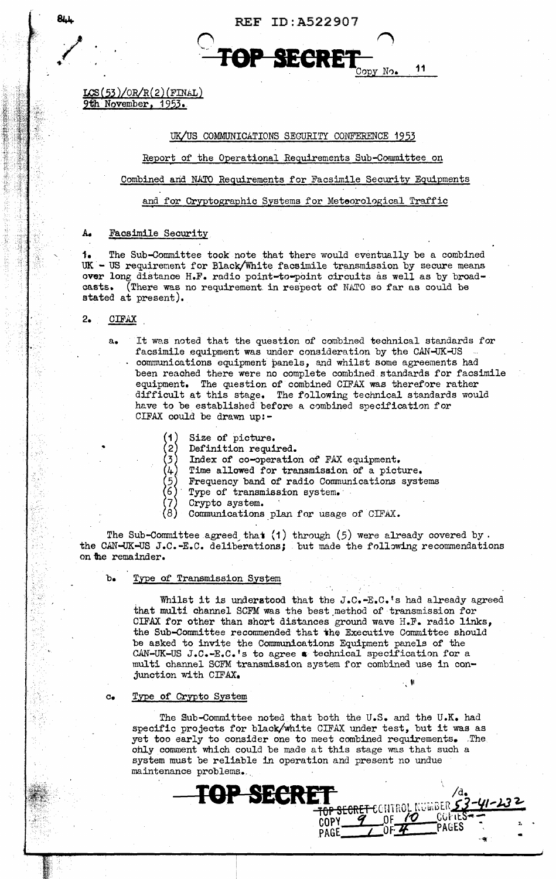LCS(53)/OR/R(2)(FINAL)
9th November, 1953.

UK/US COMMUNICATIONS SECURITY CONFERENCE 1953

Report of the Operational Requirements Sub-Committee on

Combined and NATO Requirements for Facsimile Security Equipments

and for Cryptographic Systems for Meteorological Traffic

## A. Facsimile Security

1. The Sub-Committee took note that there would eventually be a combined UK - US requirement for Black/White facsimile transmission by secure means over long distance H.F. radio point-to-point circuits as well as by broadcasts. (There was no requirement in respect of NATO so far as could be stated at present).

2. CIFAX

   a. It was noted that the question of combined technical standards for facsimile equipment was under consideration by the CAN-UK-US communications equipment panels, and whilst some agreements had been reached there were no complete combined standards for facsimile equipment. The question of combined CIFAX was therefore rather difficult at this stage. The following technical standards would have to be established before a combined specification for CIFAX could be drawn up:-

      (1) Size of picture.
      (2) Definition required.
      (3) Index of co-operation of FAX equipment.
      (4) Time allowed for transmission of a picture.
      (5) Frequency band of radio Communications systems
      (6) Type of transmission system.
      (7) Crypto system.
      (8) Communications plan for usage of CIFAX.

   The Sub-Committee agreed that (1) through (5) were already covered by the CAN-UK-US J.C.-E.C. deliberations; but made the following recommendations on the remainder.

   b. Type of Transmission System

      Whilst it is understood that the J.C.-E.C.'s had already agreed that multi channel SCFM was the best method of transmission for CIFAX for other than short distances ground wave H.F. radio links, the Sub-Committee recommended that the Executive Committee should be asked to invite the Communications Equipment panels of the CAN-UK-US J.C.-E.C.'s to agree a technical specification for a multi channel SCFM transmission system for combined use in conjunction with CIFAX.

   c. Type of Crypto System

      The Sub-Committee noted that both the U.S. and the U.K. had specific projects for black/white CIFAX under test, but it was as yet too early to consider one to meet combined requirements. The only comment which could be made at this stage was that such a system must be reliable in operation and present no undue maintenance problems.

/d.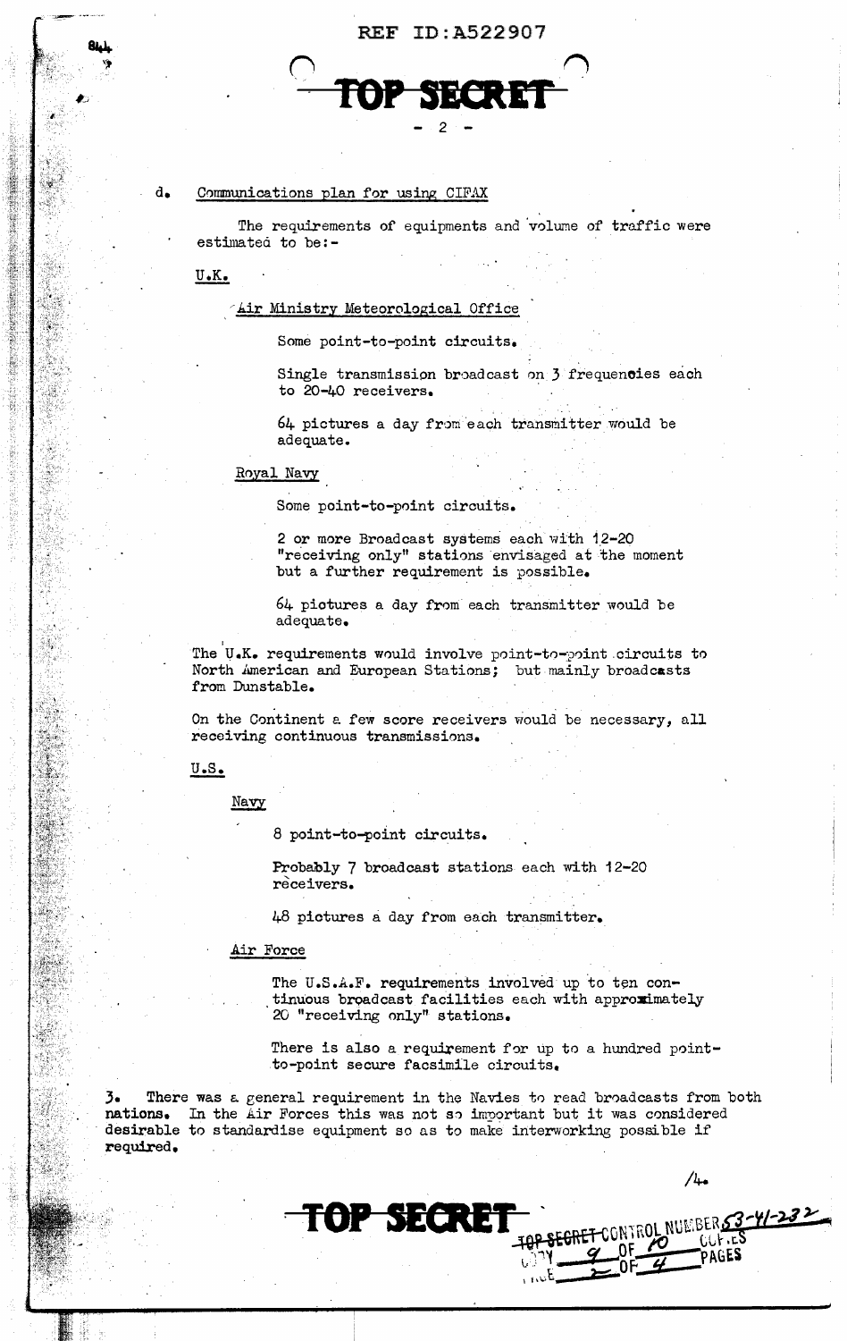d. Communications plan for using CIFAX

The requirements of equipments and volume of traffic were estimated to be:-

U.K.

Air Ministry Meteorological Office

Some point-to-point circuits.

Single transmission broadcast on 3 frequencies each to 20-40 receivers.

64 pictures a day from each transmitter would be adequate.

Royal Navy

Some point-to-point circuits.

2 or more Broadcast systems each with 12-20 "receiving only" stations envisaged at the moment but a further requirement is possible.

64 pictures a day from each transmitter would be adequate.

The U.K. requirements would involve point-to-point circuits to North American and European Stations; but mainly broadcasts from Dunstable.

On the Continent a few score receivers would be necessary, all receiving continuous transmissions.

U.S.

Navy

8 point-to-point circuits.

Probably 7 broadcast stations each with 12-20 receivers.

48 pictures a day from each transmitter.

Air Force

The U.S.A.F. requirements involved up to ten continuous broadcast facilities each with approximately 20 "receiving only" stations.

There is also a requirement for up to a hundred point-to-point secure facsimile circuits.

3. There was a general requirement in the Navies to read broadcasts from both nations. In the Air Forces this was not so important but it was considered desirable to standardise equipment so as to make interworking possible if required.

/4.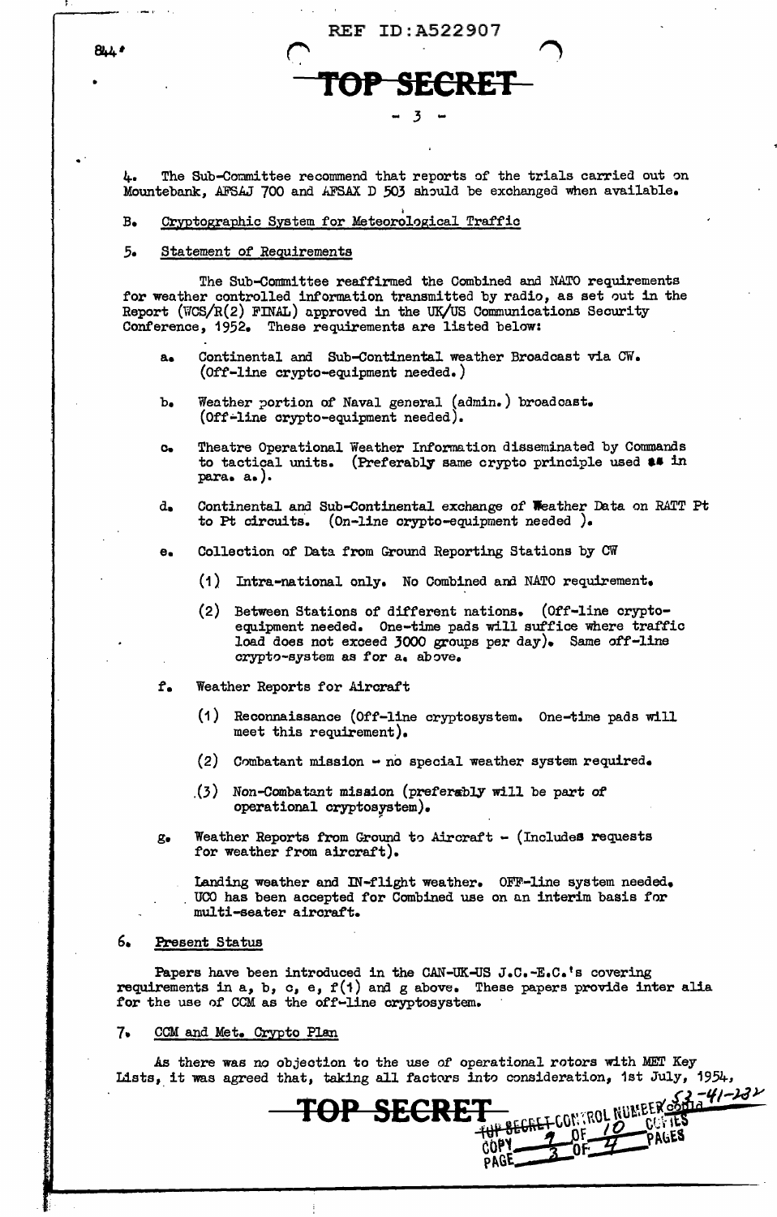4. The Sub-Committee recommend that reports of the trials carried out on Mountebank, AFSAJ 700 and AFSAX D 503 should be exchanged when available.

B. Cryptographic System for Meteorological Traffic

5. Statement of Requirements

The Sub-Committee reaffirmed the Combined and NATO requirements for weather controlled information transmitted by radio, as set out in the Report (WCS/R(2) FINAL) approved in the UK/US Communications Security Conference, 1952. These requirements are listed below:

a. Continental and Sub-Continental weather Broadcast via CW. (Off-line crypto-equipment needed.)

b. Weather portion of Naval general (admin.) broadcast. (Off-line crypto-equipment needed).

c. Theatre Operational Weather Information disseminated by Commands to tactical units. (Preferably same crypto principle used as in para. a.).

d. Continental and Sub-Continental exchange of Weather Data on RATT Pt to Pt circuits. (On-line crypto-equipment needed ).

e. Collection of Data from Ground Reporting Stations by CW

(1) Intra-national only. No Combined and NATO requirement.

(2) Between Stations of different nations. (Off-line crypto-equipment needed. One-time pads will suffice where traffic load does not exceed 3000 groups per day). Same off-line crypto-system as for a. above.

f. Weather Reports for Aircraft

(1) Reconnaissance (Off-line cryptosystem. One-time pads will meet this requirement).

(2) Combatant mission - no special weather system required.

(3) Non-Combatant mission (preferably will be part of operational cryptosystem).

g. Weather Reports from Ground to Aircraft - (Includes requests for weather from aircraft).

Landing weather and IN-flight weather. OFF-line system needed. UCO has been accepted for Combined use on an interim basis for multi-seater aircraft.

6. Present Status

Papers have been introduced in the CAN-UK-US J.C.-E.C.'s covering requirements in a, b, c, e, f(1) and g above. These papers provide inter alia for the use of CCM as the off-line cryptosystem.

7. CCM and Met. Crypto Plan

As there was no objection to the use of operational rotors with MET Key Lists, it was agreed that, taking all factors into consideration, 1st July, 1954,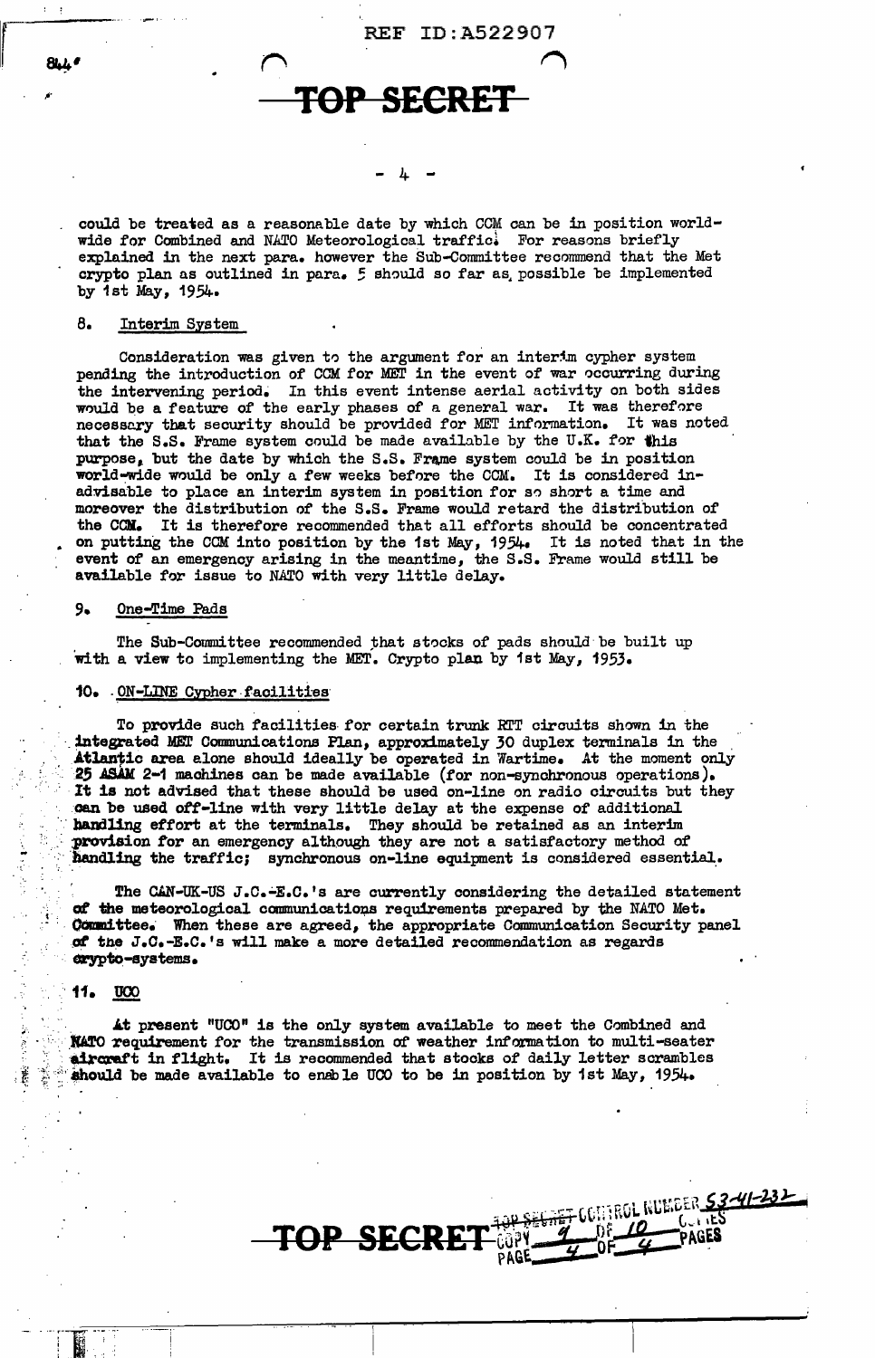could be treated as a reasonable date by which CCM can be in position world-wide for Combined and NATO Meteorological traffic. For reasons briefly explained in the next para. however the Sub-Committee recommend that the Met crypto plan as outlined in para. 5 should so far as possible be implemented by 1st May, 1954.

## 8. Interim System

Consideration was given to the argument for an interim cypher system pending the introduction of CCM for MET in the event of war occurring during the intervening period. In this event intense aerial activity on both sides would be a feature of the early phases of a general war. It was therefore necessary that security should be provided for MET information. It was noted that the S.S. Frame system could be made available by the U.K. for this purpose, but the date by which the S.S. Frame system could be in position world-wide would be only a few weeks before the CCM. It is considered inadvisable to place an interim system in position for so short a time and moreover the distribution of the S.S. Frame would retard the distribution of the CCM. It is therefore recommended that all efforts should be concentrated on putting the CCM into position by the 1st May, 1954. It is noted that in the event of an emergency arising in the meantime, the S.S. Frame would still be available for issue to NATO with very little delay.

## 9. One-Time Pads

The Sub-Committee recommended that stocks of pads should be built up with a view to implementing the MET. Crypto plan by 1st May, 1953.

## 10. ON-LINE Cypher facilities

To provide such facilities for certain trunk RTT circuits shown in the integrated MET Communications Plan, approximately 30 duplex terminals in the Atlantic area alone should ideally be operated in Wartime. At the moment only 25 ASAM 2-1 machines can be made available (for non-synchronous operations). It is not advised that these should be used on-line on radio circuits but they can be used off-line with very little delay at the expense of additional handling effort at the terminals. They should be retained as an interim provision for an emergency although they are not a satisfactory method of handling the traffic; synchronous on-line equipment is considered essential.

The CAN-UK-US J.C.-E.C.'s are currently considering the detailed statement of the meteorological communications requirements prepared by the NATO Met. Committee. When these are agreed, the appropriate Communication Security panel of the J.C.-E.C.'s will make a more detailed recommendation as regards crypto-systems.

## 11. UCO

At present "UCO" is the only system available to meet the Combined and NATO requirement for the transmission of weather information to multi-seater aircraft in flight. It is recommended that stocks of daily letter scrambles should be made available to enable UCO to be in position by 1st May, 1954.

TOP SECRET CONTROL NUMBER 53-41-232
COPY 9 OF 10 COPIES
PAGE 4 OF 4 PAGES